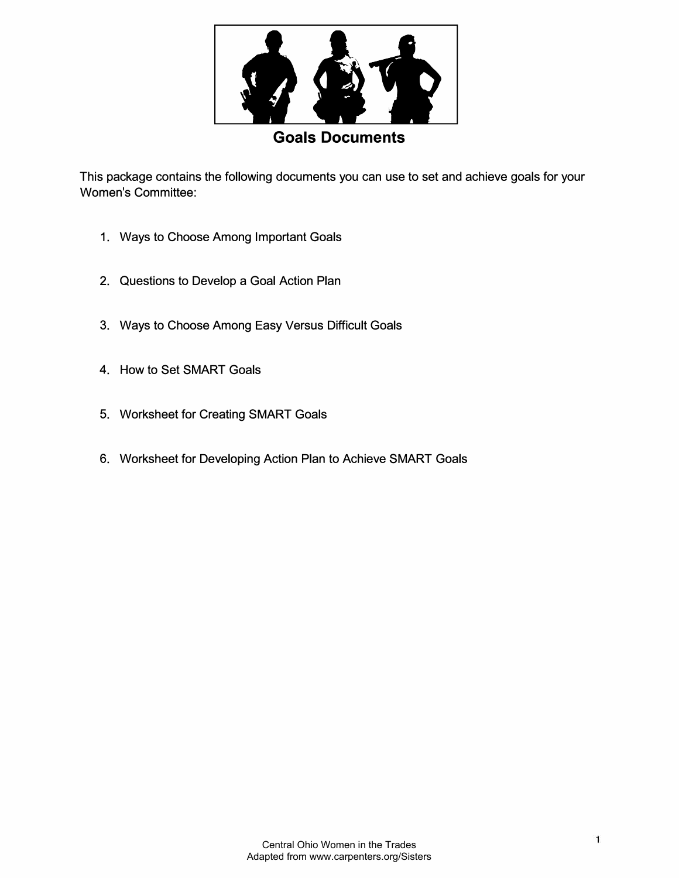# Goals Documents

This package contains the following documents you can use to set and achieve goals for your Women's Committee:

1. Ways to Choose Among Important Goals
2. Questions to Develop a Goal Action Plan
3. Ways to Choose Among Easy Versus Difficult Goals
4. How to Set SMART Goals
5. Worksheet for Creating SMART Goals
6. Worksheet for Developing Action Plan to Achieve SMART Goals

Central Ohio Women in the Trades
Adapted from www.carpenters.org/Sisters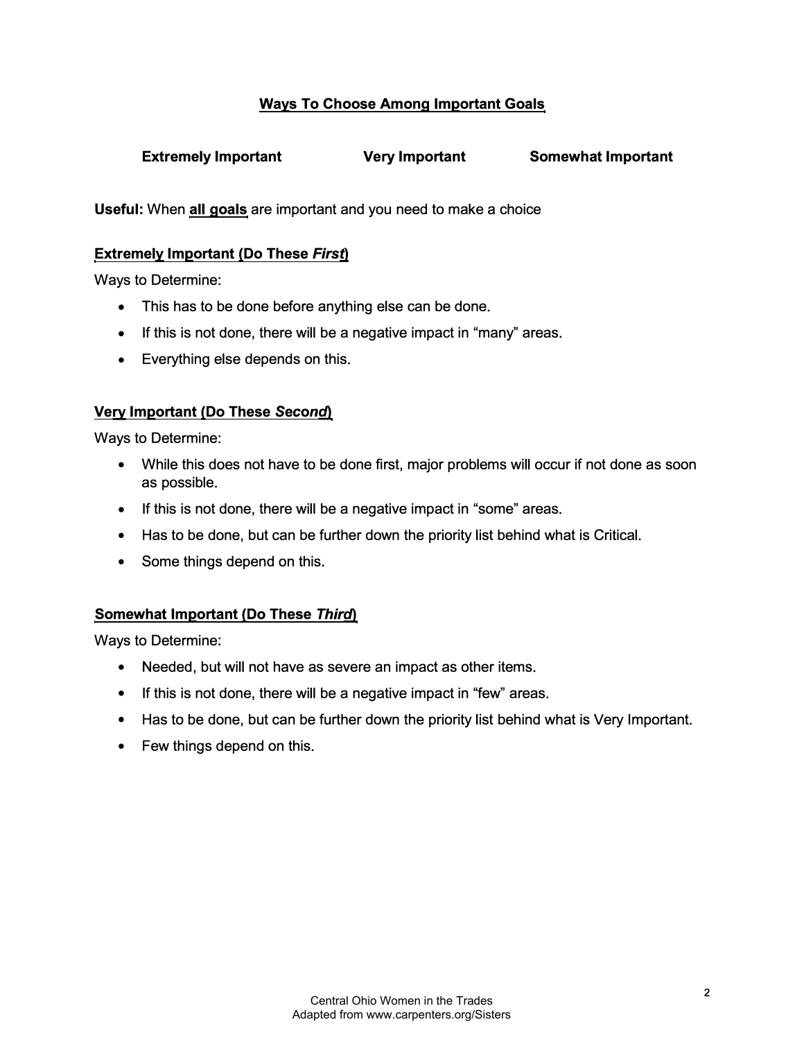## Ways To Choose Among Important Goals

**Extremely Important** **Very Important** **Somewhat Important**

**Useful:** When **all goals** are important and you need to make a choice

### Extremely Important (Do These *First*)

Ways to Determine:

- This has to be done before anything else can be done.
- If this is not done, there will be a negative impact in “many” areas.
- Everything else depends on this.

### Very Important (Do These *Second*)

Ways to Determine:

- While this does not have to be done first, major problems will occur if not done as soon as possible.
- If this is not done, there will be a negative impact in “some” areas.
- Has to be done, but can be further down the priority list behind what is Critical.
- Some things depend on this.

### Somewhat Important (Do These *Third*)

Ways to Determine:

- Needed, but will not have as severe an impact as other items.
- If this is not done, there will be a negative impact in “few” areas.
- Has to be done, but can be further down the priority list behind what is Very Important.
- Few things depend on this.

Central Ohio Women in the Trades
Adapted from www.carpenters.org/Sisters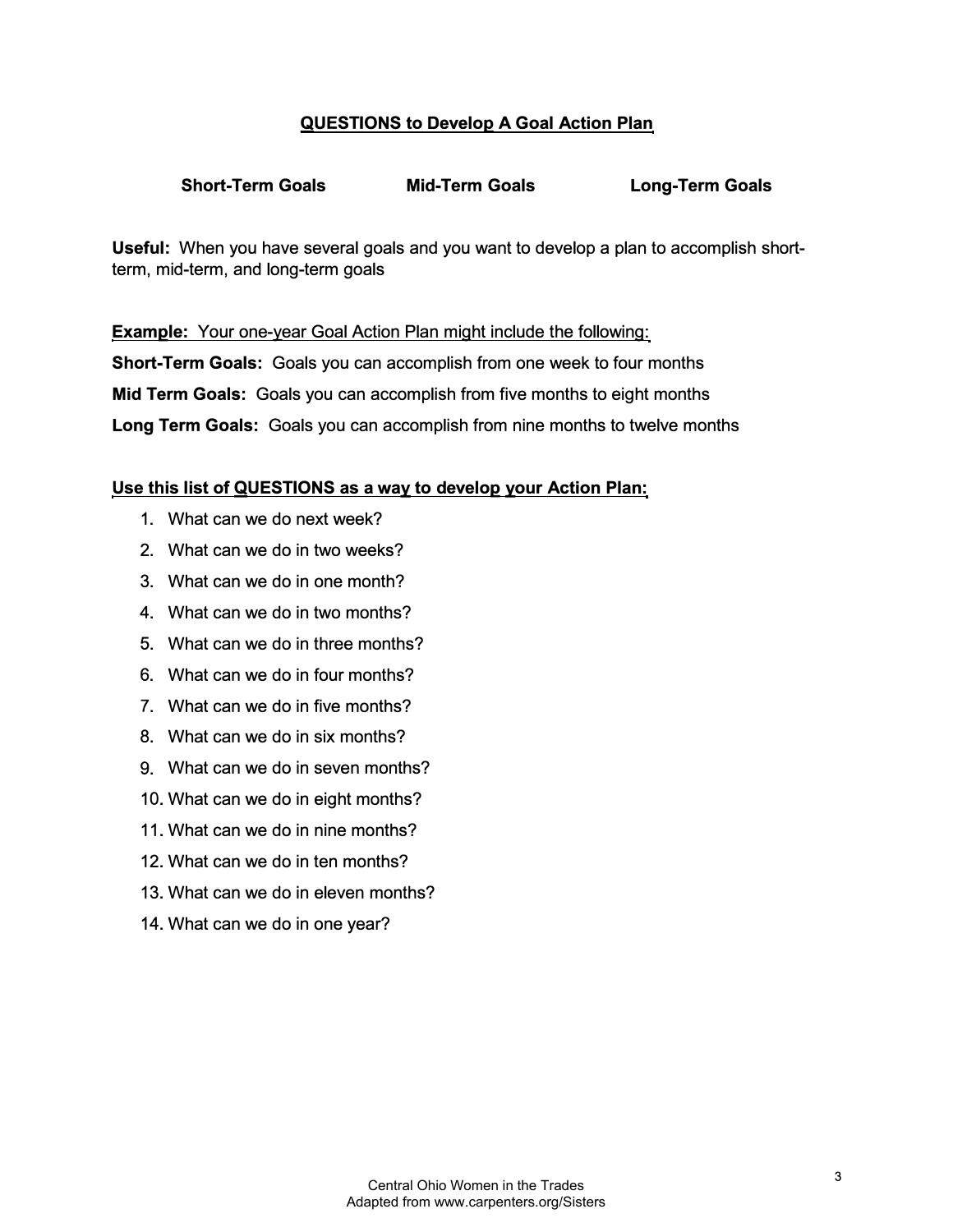## QUESTIONS to Develop A Goal Action Plan

**Short-Term Goals** **Mid-Term Goals** **Long-Term Goals**

**Useful:** When you have several goals and you want to develop a plan to accomplish short-term, mid-term, and long-term goals

**Example:** Your one-year Goal Action Plan might include the following:

**Short-Term Goals:** Goals you can accomplish from one week to four months

**Mid Term Goals:** Goals you can accomplish from five months to eight months

**Long Term Goals:** Goals you can accomplish from nine months to twelve months

**Use this list of QUESTIONS as a way to develop your Action Plan:**

1. What can we do next week?
2. What can we do in two weeks?
3. What can we do in one month?
4. What can we do in two months?
5. What can we do in three months?
6. What can we do in four months?
7. What can we do in five months?
8. What can we do in six months?
9. What can we do in seven months?
10. What can we do in eight months?
11. What can we do in nine months?
12. What can we do in ten months?
13. What can we do in eleven months?
14. What can we do in one year?

Central Ohio Women in the Trades
Adapted from www.carpenters.org/Sisters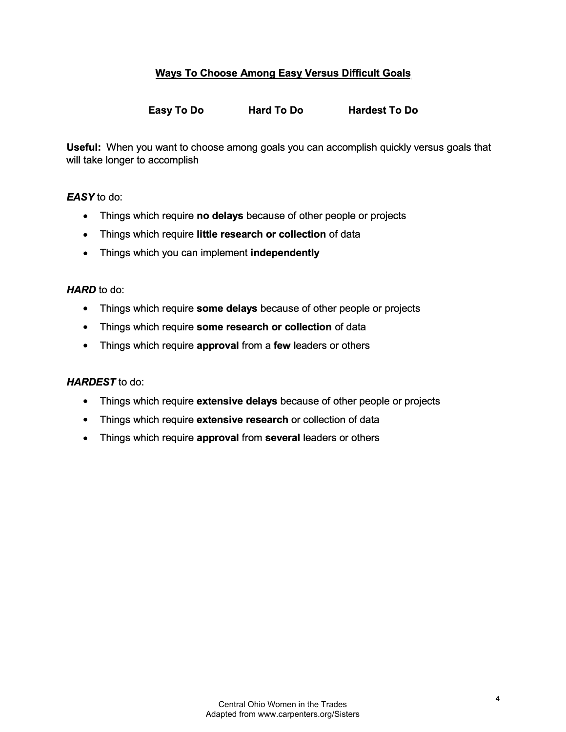## Ways To Choose Among Easy Versus Difficult Goals

**Easy To Do** **Hard To Do** **Hardest To Do**

**Useful:** When you want to choose among goals you can accomplish quickly versus goals that will take longer to accomplish

***EASY*** to do:

- Things which require **no delays** because of other people or projects
- Things which require **little research or collection** of data
- Things which you can implement **independently**

***HARD*** to do:

- Things which require **some delays** because of other people or projects
- Things which require **some research or collection** of data
- Things which require **approval** from a **few** leaders or others

***HARDEST*** to do:

- Things which require **extensive delays** because of other people or projects
- Things which require **extensive research** or collection of data
- Things which require **approval** from **several** leaders or others

Central Ohio Women in the Trades
Adapted from www.carpenters.org/Sisters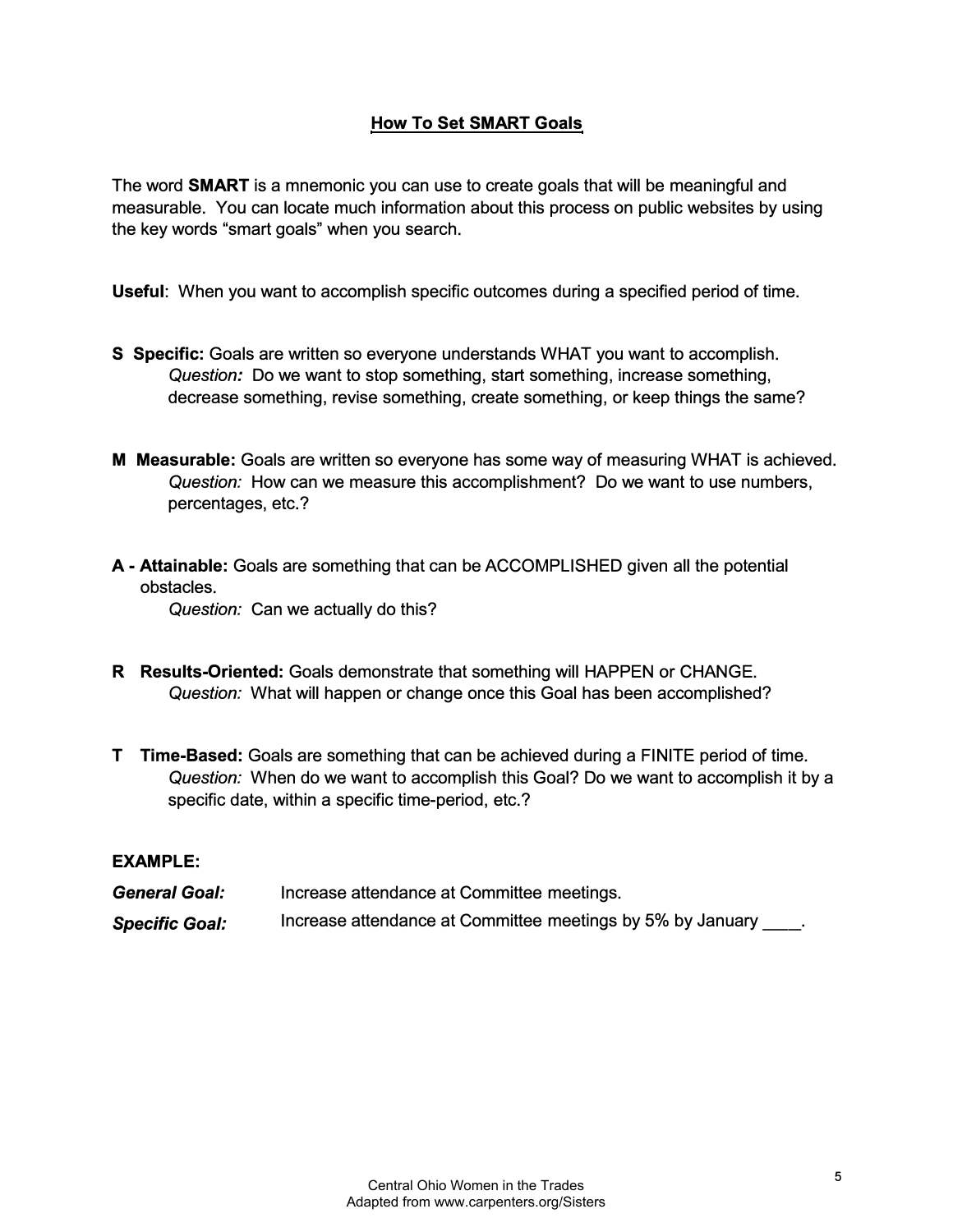## How To Set SMART Goals

The word **SMART** is a mnemonic you can use to create goals that will be meaningful and measurable. You can locate much information about this process on public websites by using the key words "smart goals" when you search.

**Useful**: When you want to accomplish specific outcomes during a specified period of time.

**S Specific:** Goals are written so everyone understands WHAT you want to accomplish.
*Question:* Do we want to stop something, start something, increase something, decrease something, revise something, create something, or keep things the same?

**M Measurable:** Goals are written so everyone has some way of measuring WHAT is achieved.
*Question:* How can we measure this accomplishment? Do we want to use numbers, percentages, etc.?

**A - Attainable:** Goals are something that can be ACCOMPLISHED given all the potential obstacles.
*Question:* Can we actually do this?

**R Results-Oriented:** Goals demonstrate that something will HAPPEN or CHANGE.
*Question:* What will happen or change once this Goal has been accomplished?

**T Time-Based:** Goals are something that can be achieved during a FINITE period of time.
*Question:* When do we want to accomplish this Goal? Do we want to accomplish it by a specific date, within a specific time-period, etc.?

**EXAMPLE:**

***General Goal:*** Increase attendance at Committee meetings.

***Specific Goal:*** Increase attendance at Committee meetings by 5% by January ____.

Central Ohio Women in the Trades
Adapted from www.carpenters.org/Sisters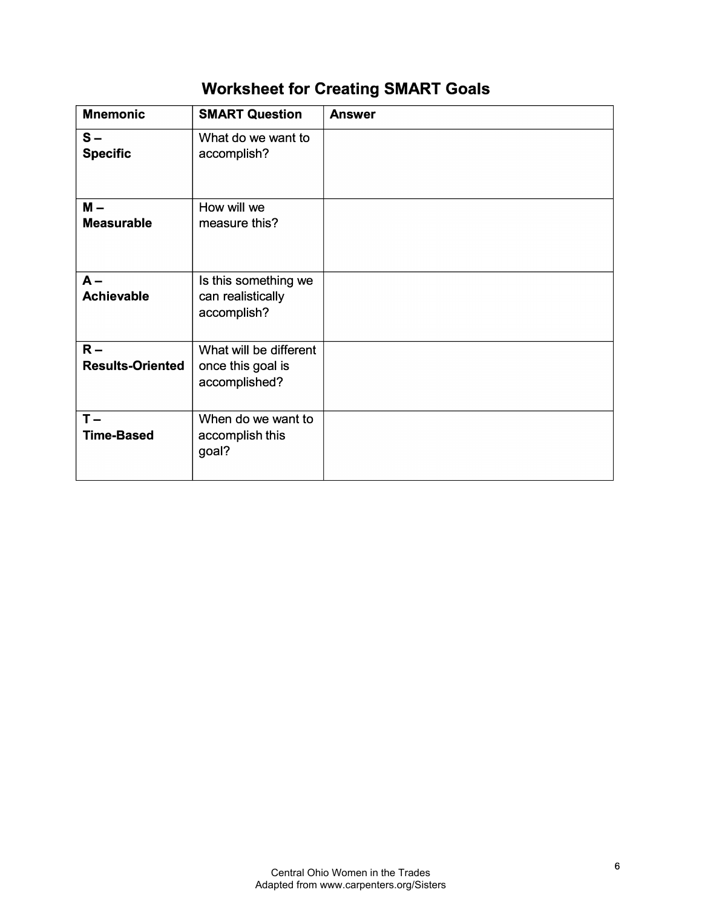# Worksheet for Creating SMART Goals

| Mnemonic | SMART Question | Answer |
| --- | --- | --- |
| **S – Specific** | What do we want to accomplish? | |
| **M – Measurable** | How will we measure this? | |
| **A – Achievable** | Is this something we can realistically accomplish? | |
| **R – Results-Oriented** | What will be different once this goal is accomplished? | |
| **T – Time-Based** | When do we want to accomplish this goal? | |

Central Ohio Women in the Trades
Adapted from www.carpenters.org/Sisters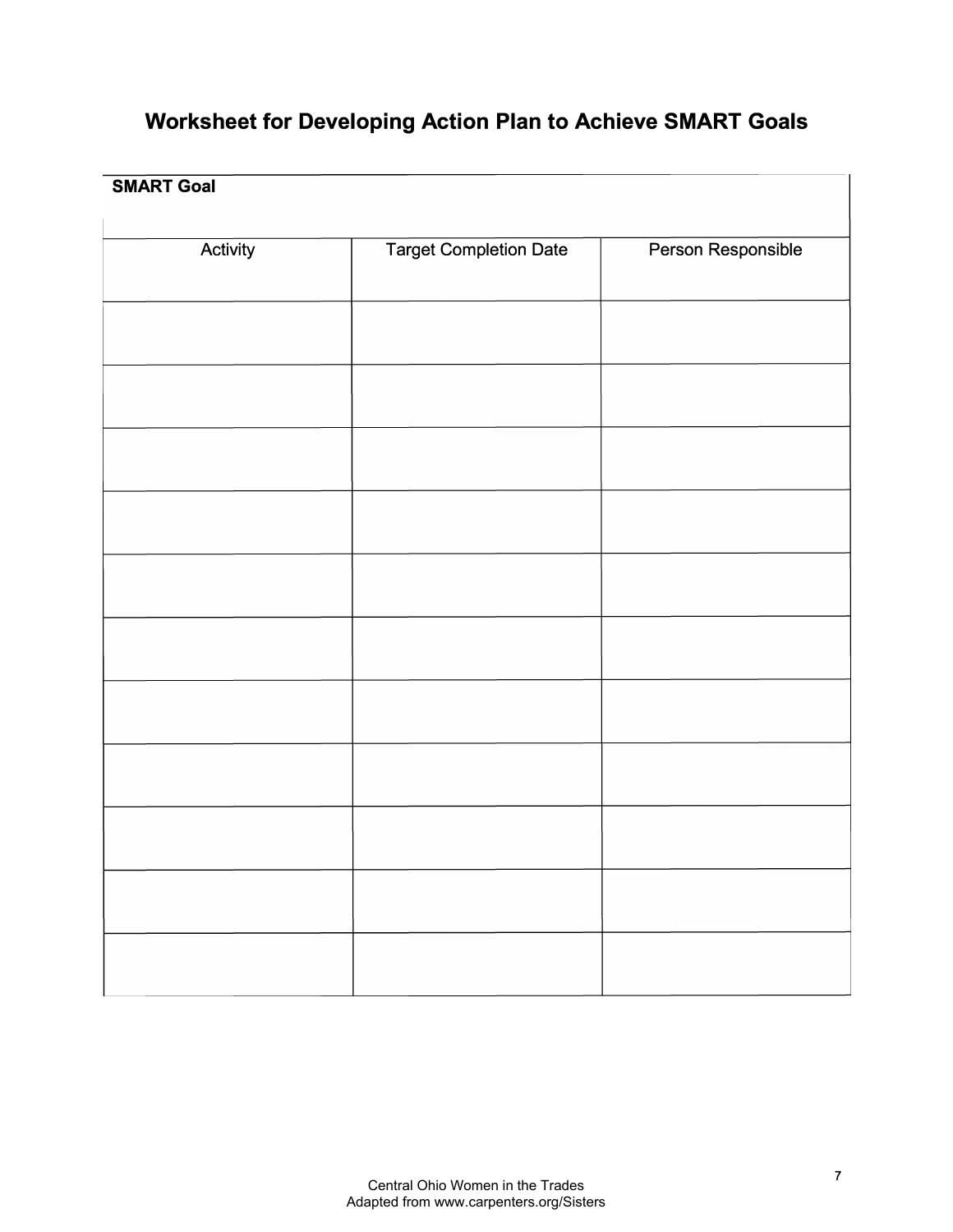# Worksheet for Developing Action Plan to Achieve SMART Goals

| **SMART Goal** | | |
|---|---|---|
| Activity | Target Completion Date | Person Responsible |
| | | |
| | | |
| | | |
| | | |
| | | |
| | | |
| | | |
| | | |
| | | |
| | | |
| | | |

Central Ohio Women in the Trades
Adapted from www.carpenters.org/Sisters